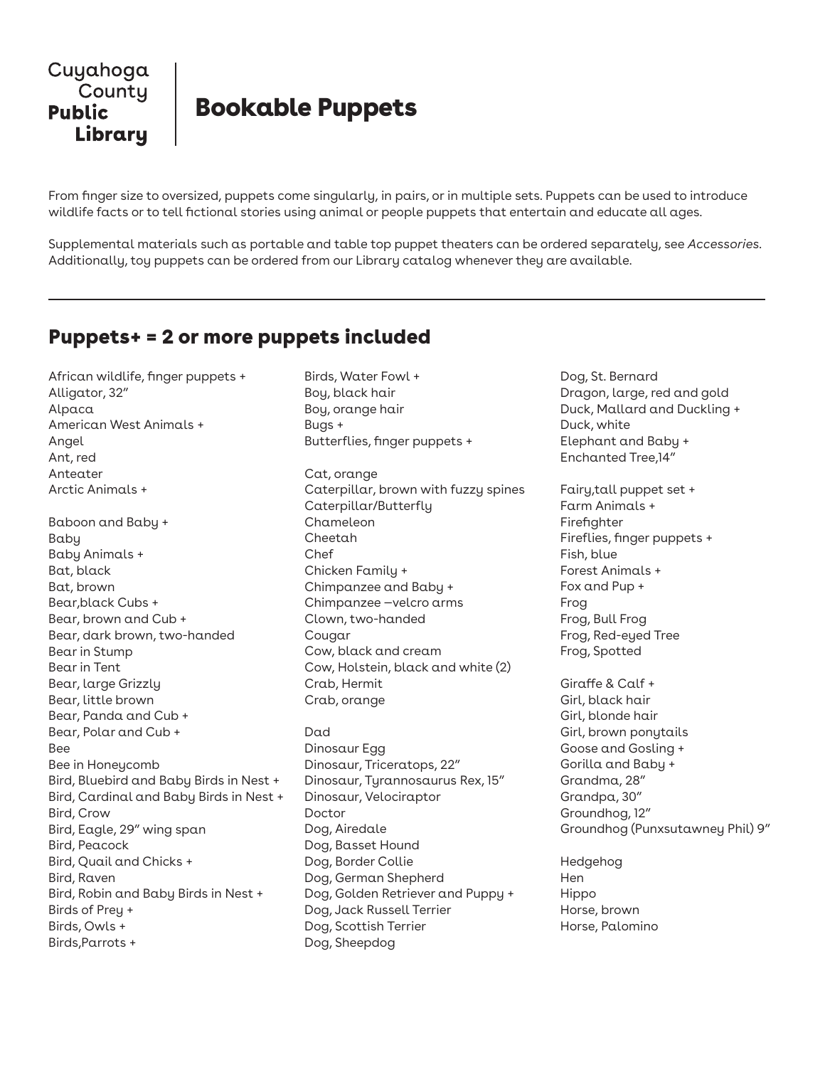Cuyahoga County **Public Library**

# Bookable Puppets

From finger size to oversized, puppets come singularly, in pairs, or in multiple sets. Puppets can be used to introduce wildlife facts or to tell fictional stories using animal or people puppets that entertain and educate all ages.

Supplemental materials such as portable and table top puppet theaters can be ordered separately, see *Accessories*. Additionally, toy puppets can be ordered from our Library catalog whenever they are available.

---

## Puppets+ = 2 or more puppets included

African wildlife, finger puppets +
Alligator, 32”
Alpaca
American West Animals +
Angel
Ant, red
Anteater
Arctic Animals +

Baboon and Baby +
Baby
Baby Animals +
Bat, black
Bat, brown
Bear,black Cubs +
Bear, brown and Cub +
Bear, dark brown, two-handed
Bear in Stump
Bear in Tent
Bear, large Grizzly
Bear, little brown
Bear, Panda and Cub +
Bear, Polar and Cub +
Bee
Bee in Honeycomb
Bird, Bluebird and Baby Birds in Nest +
Bird, Cardinal and Baby Birds in Nest +
Bird, Crow
Bird, Eagle, 29” wing span
Bird, Peacock
Bird, Quail and Chicks +
Bird, Raven
Bird, Robin and Baby Birds in Nest +
Birds of Prey +
Birds, Owls +
Birds,Parrots +
Birds, Water Fowl +
Boy, black hair
Boy, orange hair
Bugs +
Butterflies, finger puppets +

Cat, orange
Caterpillar, brown with fuzzy spines
Caterpillar/Butterfly
Chameleon
Cheetah
Chef
Chicken Family +
Chimpanzee and Baby +
Chimpanzee –velcro arms
Clown, two-handed
Cougar
Cow, black and cream
Cow, Holstein, black and white (2)
Crab, Hermit
Crab, orange

Dad
Dinosaur Egg
Dinosaur, Triceratops, 22”
Dinosaur, Tyrannosaurus Rex, 15”
Dinosaur, Velociraptor
Doctor
Dog, Airedale
Dog, Basset Hound
Dog, Border Collie
Dog, German Shepherd
Dog, Golden Retriever and Puppy +
Dog, Jack Russell Terrier
Dog, Scottish Terrier
Dog, Sheepdog
Dog, St. Bernard
Dragon, large, red and gold
Duck, Mallard and Duckling +
Duck, white
Elephant and Baby +
Enchanted Tree,14”

Fairy,tall puppet set +
Farm Animals +
Firefighter
Fireflies, finger puppets +
Fish, blue
Forest Animals +
Fox and Pup +
Frog
Frog, Bull Frog
Frog, Red-eyed Tree
Frog, Spotted

Giraffe & Calf +
Girl, black hair
Girl, blonde hair
Girl, brown ponytails
Goose and Gosling +
Gorilla and Baby +
Grandma, 28”
Grandpa, 30”
Groundhog, 12”
Groundhog (Punxsutawney Phil) 9”

Hedgehog
Hen
Hippo
Horse, brown
Horse, Palomino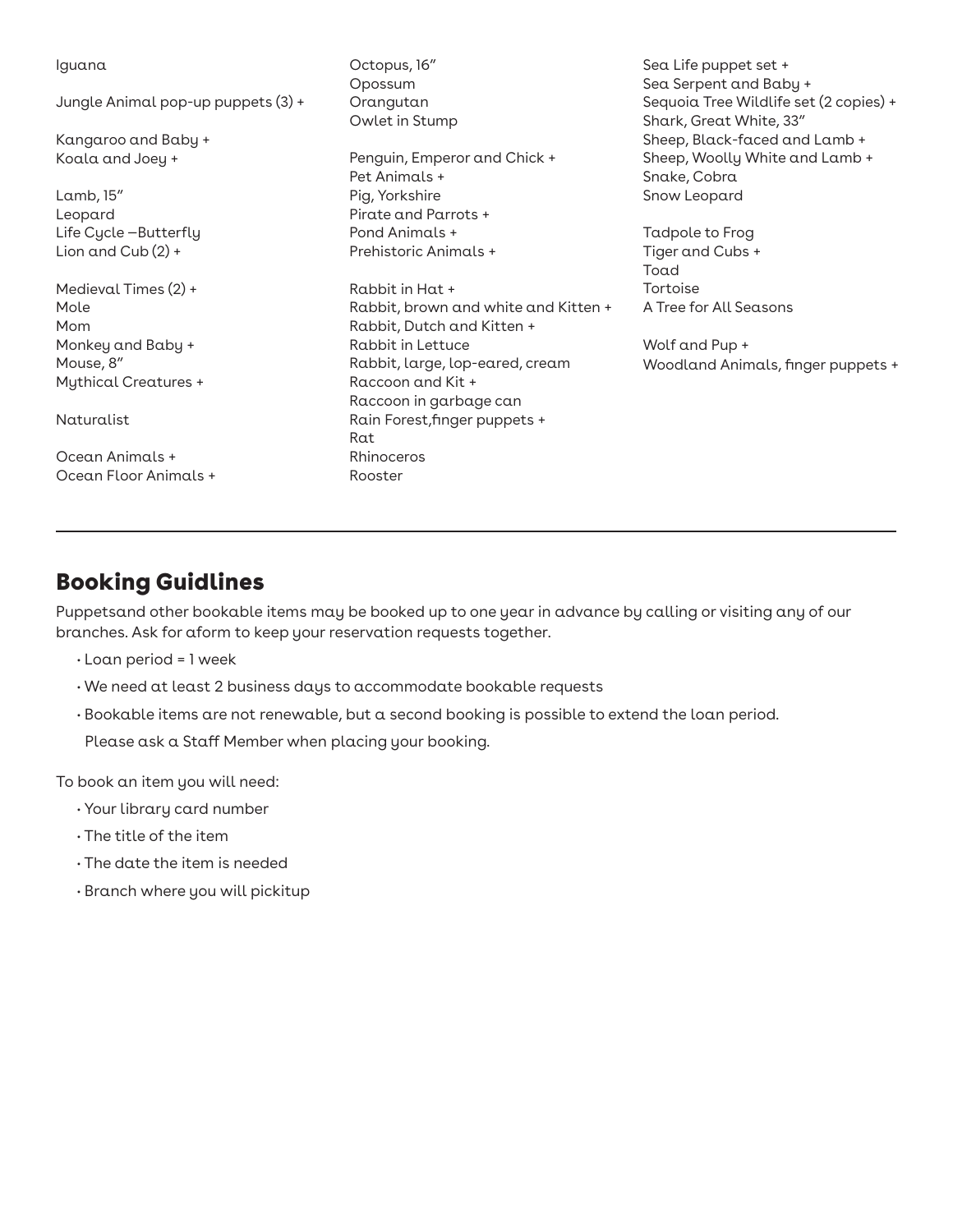Iguana

Jungle Animal pop-up puppets (3) +

Kangaroo and Baby +
Koala and Joey +

Lamb, 15"
Leopard
Life Cycle —Butterfly
Lion and Cub (2) +

Medieval Times (2) +
Mole
Mom
Monkey and Baby +
Mouse, 8"
Mythical Creatures +

Naturalist

Ocean Animals +
Ocean Floor Animals +

Octopus, 16"
Opossum
Orangutan
Owlet in Stump

Penguin, Emperor and Chick +
Pet Animals +
Pig, Yorkshire
Pirate and Parrots +
Pond Animals +
Prehistoric Animals +

Rabbit in Hat +
Rabbit, brown and white and Kitten +
Rabbit, Dutch and Kitten +
Rabbit in Lettuce
Rabbit, large, lop-eared, cream
Raccoon and Kit +
Raccoon in garbage can
Rain Forest,finger puppets +
Rat
Rhinoceros
Rooster

Sea Life puppet set +
Sea Serpent and Baby +
Sequoia Tree Wildlife set (2 copies) +
Shark, Great White, 33"
Sheep, Black-faced and Lamb +
Sheep, Woolly White and Lamb +
Snake, Cobra
Snow Leopard

Tadpole to Frog
Tiger and Cubs +
Toad
Tortoise
A Tree for All Seasons

Wolf and Pup +
Woodland Animals, finger puppets +

---

## Booking Guidlines

Puppetsand other bookable items may be booked up to one year in advance by calling or visiting any of our branches. Ask for aform to keep your reservation requests together.

- Loan period = 1 week
- We need at least 2 business days to accommodate bookable requests
- Bookable items are not renewable, but a second booking is possible to extend the loan period.
  Please ask a Staff Member when placing your booking.

To book an item you will need:

- Your library card number
- The title of the item
- The date the item is needed
- Branch where you will pickitup